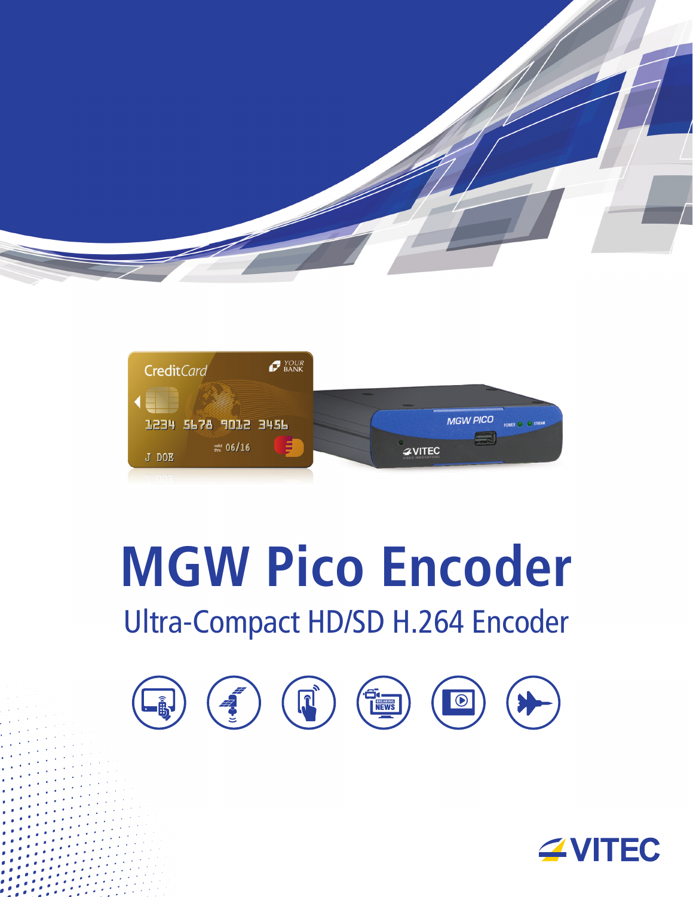# MGW Pico Encoder

## Ultra-Compact HD/SD H.264 Encoder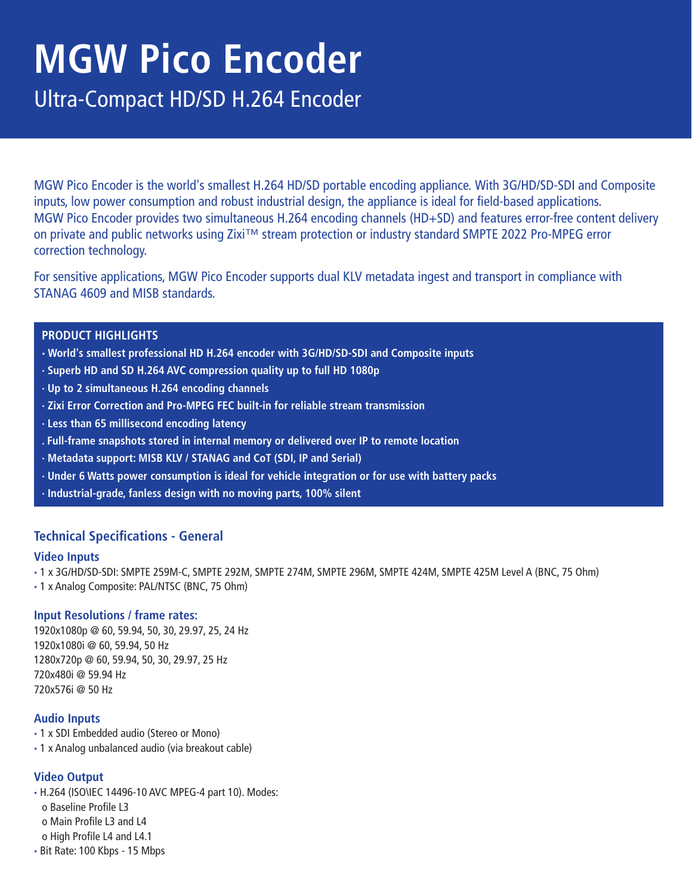# MGW Pico Encoder

## Ultra-Compact HD/SD H.264 Encoder

MGW Pico Encoder is the world's smallest H.264 HD/SD portable encoding appliance. With 3G/HD/SD-SDI and Composite inputs, low power consumption and robust industrial design, the appliance is ideal for field-based applications. MGW Pico Encoder provides two simultaneous H.264 encoding channels (HD+SD) and features error-free content delivery on private and public networks using Zixi™ stream protection or industry standard SMPTE 2022 Pro-MPEG error correction technology.

For sensitive applications, MGW Pico Encoder supports dual KLV metadata ingest and transport in compliance with STANAG 4609 and MISB standards.

### PRODUCT HIGHLIGHTS

- **World's smallest professional HD H.264 encoder with 3G/HD/SD-SDI and Composite inputs**
- **Superb HD and SD H.264 AVC compression quality up to full HD 1080p**
- **Up to 2 simultaneous H.264 encoding channels**
- **Zixi Error Correction and Pro-MPEG FEC built-in for reliable stream transmission**
- **Less than 65 millisecond encoding latency**
- **Full-frame snapshots stored in internal memory or delivered over IP to remote location**
- **Metadata support: MISB KLV / STANAG and CoT (SDI, IP and Serial)**
- **Under 6 Watts power consumption is ideal for vehicle integration or for use with battery packs**
- **Industrial-grade, fanless design with no moving parts, 100% silent**

## Technical Specifications - General

### Video Inputs

- 1 x 3G/HD/SD-SDI: SMPTE 259M-C, SMPTE 292M, SMPTE 274M, SMPTE 296M, SMPTE 424M, SMPTE 425M Level A (BNC, 75 Ohm)
- 1 x Analog Composite: PAL/NTSC (BNC, 75 Ohm)

### Input Resolutions / frame rates:

1920x1080p @ 60, 59.94, 50, 30, 29.97, 25, 24 Hz
1920x1080i @ 60, 59.94, 50 Hz
1280x720p @ 60, 59.94, 50, 30, 29.97, 25 Hz
720x480i @ 59.94 Hz
720x576i @ 50 Hz

### Audio Inputs

- 1 x SDI Embedded audio (Stereo or Mono)
- 1 x Analog unbalanced audio (via breakout cable)

### Video Output

- H.264 (ISO\IEC 14496-10 AVC MPEG-4 part 10). Modes:
  - Baseline Profile L3
  - Main Profile L3 and L4
  - High Profile L4 and L4.1
- Bit Rate: 100 Kbps - 15 Mbps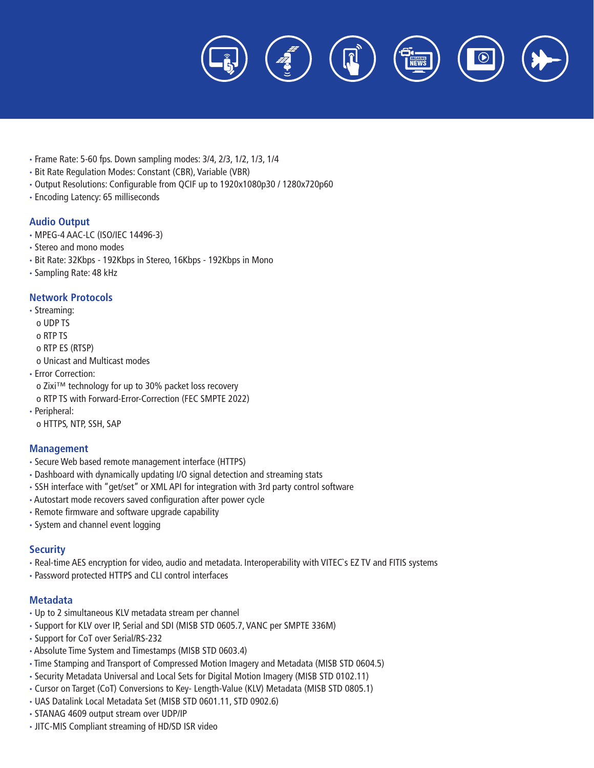- Frame Rate: 5-60 fps. Down sampling modes: 3/4, 2/3, 1/2, 1/3, 1/4
- Bit Rate Regulation Modes: Constant (CBR), Variable (VBR)
- Output Resolutions: Configurable from QCIF up to 1920x1080p30 / 1280x720p60
- Encoding Latency: 65 milliseconds

## Audio Output

- MPEG-4 AAC-LC (ISO/IEC 14496-3)
- Stereo and mono modes
- Bit Rate: 32Kbps - 192Kbps in Stereo, 16Kbps - 192Kbps in Mono
- Sampling Rate: 48 kHz

## Network Protocols

- Streaming:
  - o UDP TS
  - o RTP TS
  - o RTP ES (RTSP)
  - o Unicast and Multicast modes
- Error Correction:
  - o Zixi™ technology for up to 30% packet loss recovery
  - o RTP TS with Forward-Error-Correction (FEC SMPTE 2022)
- Peripheral:
  - o HTTPS, NTP, SSH, SAP

## Management

- Secure Web based remote management interface (HTTPS)
- Dashboard with dynamically updating I/O signal detection and streaming stats
- SSH interface with "get/set" or XML API for integration with 3rd party control software
- Autostart mode recovers saved configuration after power cycle
- Remote firmware and software upgrade capability
- System and channel event logging

## Security

- Real-time AES encryption for video, audio and metadata. Interoperability with VITEC`s EZ TV and FITIS systems
- Password protected HTTPS and CLI control interfaces

## Metadata

- Up to 2 simultaneous KLV metadata stream per channel
- Support for KLV over IP, Serial and SDI (MISB STD 0605.7, VANC per SMPTE 336M)
- Support for CoT over Serial/RS-232
- Absolute Time System and Timestamps (MISB STD 0603.4)
- Time Stamping and Transport of Compressed Motion Imagery and Metadata (MISB STD 0604.5)
- Security Metadata Universal and Local Sets for Digital Motion Imagery (MISB STD 0102.11)
- Cursor on Target (CoT) Conversions to Key- Length-Value (KLV) Metadata (MISB STD 0805.1)
- UAS Datalink Local Metadata Set (MISB STD 0601.11, STD 0902.6)
- STANAG 4609 output stream over UDP/IP
- JITC-MIS Compliant streaming of HD/SD ISR video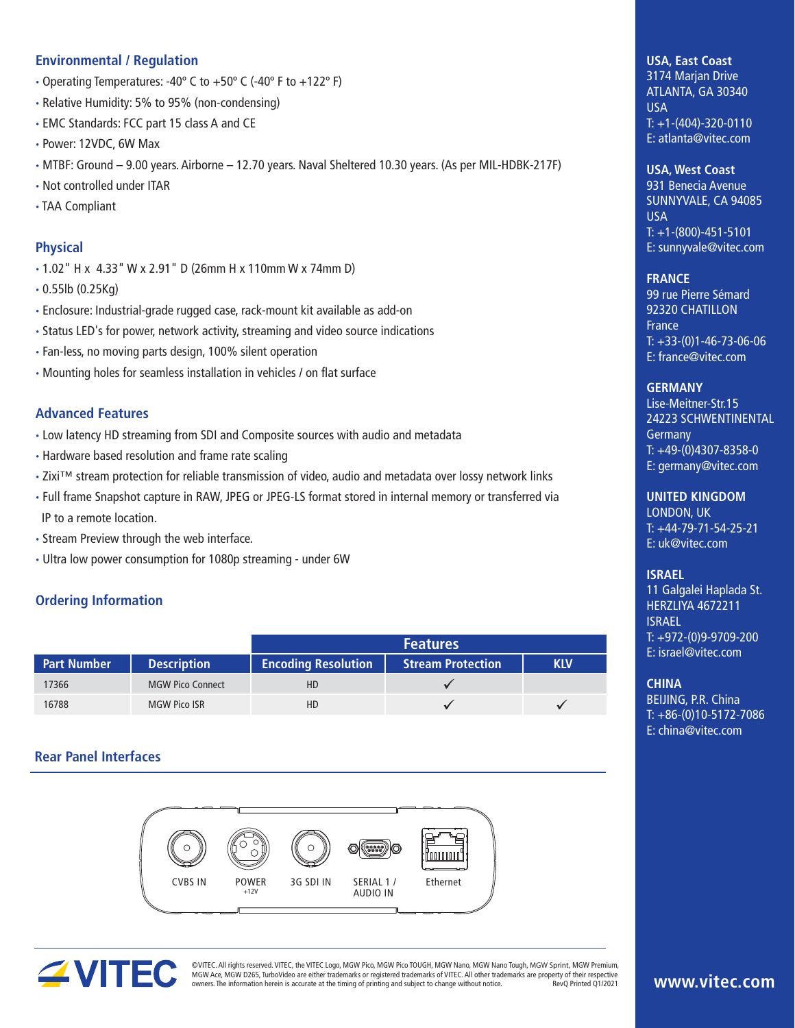## Environmental / Regulation

- Operating Temperatures: -40º C to +50º C (-40º F to +122º F)
- Relative Humidity: 5% to 95% (non-condensing)
- EMC Standards: FCC part 15 class A and CE
- Power: 12VDC, 6W Max
- MTBF: Ground – 9.00 years. Airborne – 12.70 years. Naval Sheltered 10.30 years. (As per MIL-HDBK-217F)
- Not controlled under ITAR
- TAA Compliant

## Physical

- 1.02" H x 4.33" W x 2.91" D (26mm H x 110mm W x 74mm D)
- 0.55lb (0.25Kg)
- Enclosure: Industrial-grade rugged case, rack-mount kit available as add-on
- Status LED's for power, network activity, streaming and video source indications
- Fan-less, no moving parts design, 100% silent operation
- Mounting holes for seamless installation in vehicles / on flat surface

## Advanced Features

- Low latency HD streaming from SDI and Composite sources with audio and metadata
- Hardware based resolution and frame rate scaling
- Zixi™ stream protection for reliable transmission of video, audio and metadata over lossy network links
- Full frame Snapshot capture in RAW, JPEG or JPEG-LS format stored in internal memory or transferred via IP to a remote location.
- Stream Preview through the web interface.
- Ultra low power consumption for 1080p streaming - under 6W

## Ordering Information

| | | Features | | |
|---|---|---|---|---|
| Part Number | Description | Encoding Resolution | Stream Protection | KLV |
| 17366 | MGW Pico Connect | HD | ✓ | |
| 16788 | MGW Pico ISR | HD | ✓ | ✓ |

## Rear Panel Interfaces

CVBS IN
POWER +12V
3G SDI IN
SERIAL 1 / AUDIO IN
Ethernet

**USA, East Coast**
3174 Marjan Drive
ATLANTA, GA 30340
USA
T: +1-(404)-320-0110
E: atlanta@vitec.com

**USA, West Coast**
931 Benecia Avenue
SUNNYVALE, CA 94085
USA
T: +1-(800)-451-5101
E: sunnyvale@vitec.com

**FRANCE**
99 rue Pierre Sémard
92320 CHATILLON
France
T: +33-(0)1-46-73-06-06
E: france@vitec.com

**GERMANY**
Lise-Meitner-Str.15
24223 SCHWENTINENTAL
Germany
T: +49-(0)4307-8358-0
E: germany@vitec.com

**UNITED KINGDOM**
LONDON, UK
T: +44-79-71-54-25-21
E: uk@vitec.com

**ISRAEL**
11 Galgalei Haplada St.
HERZLIYA 4672211
ISRAEL
T: +972-(0)9-9709-200
E: israel@vitec.com

**CHINA**
BEIJING, P.R. China
T: +86-(0)10-5172-7086
E: china@vitec.com

VITEC

©VITEC. All rights reserved. VITEC, the VITEC Logo, MGW Pico, MGW Pico TOUGH, MGW Nano, MGW Nano Tough, MGW Sprint, MGW Premium, MGW Ace, MGW D265, TurboVideo are either trademarks or registered trademarks of VITEC. All other trademarks are property of their respective owners. The information herein is accurate at the timing of printing and subject to change without notice. RevQ Printed Q1/2021

**www.vitec.com**